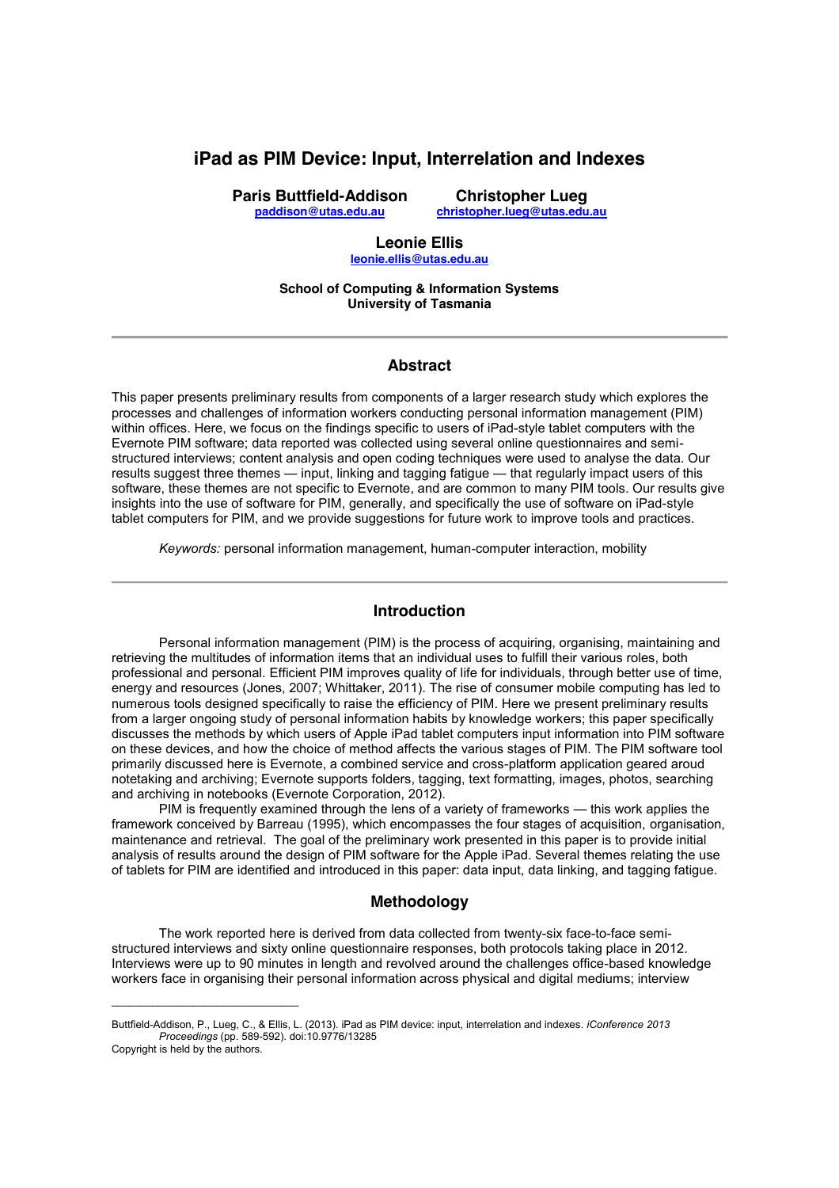# iPad as PIM Device: Input, Interrelation and Indexes

**Paris Buttfield-Addison**
paddison@utas.edu.au

**Christopher Lueg**
christopher.lueg@utas.edu.au

**Leonie Ellis**
leonie.ellis@utas.edu.au

**School of Computing & Information Systems**
**University of Tasmania**

---

## Abstract

This paper presents preliminary results from components of a larger research study which explores the processes and challenges of information workers conducting personal information management (PIM) within offices. Here, we focus on the findings specific to users of iPad-style tablet computers with the Evernote PIM software; data reported was collected using several online questionnaires and semi-structured interviews; content analysis and open coding techniques were used to analyse the data. Our results suggest three themes — input, linking and tagging fatigue — that regularly impact users of this software, these themes are not specific to Evernote, and are common to many PIM tools. Our results give insights into the use of software for PIM, generally, and specifically the use of software on iPad-style tablet computers for PIM, and we provide suggestions for future work to improve tools and practices.

*Keywords:* personal information management, human-computer interaction, mobility

---

## Introduction

Personal information management (PIM) is the process of acquiring, organising, maintaining and retrieving the multitudes of information items that an individual uses to fulfill their various roles, both professional and personal. Efficient PIM improves quality of life for individuals, through better use of time, energy and resources (Jones, 2007; Whittaker, 2011). The rise of consumer mobile computing has led to numerous tools designed specifically to raise the efficiency of PIM. Here we present preliminary results from a larger ongoing study of personal information habits by knowledge workers; this paper specifically discusses the methods by which users of Apple iPad tablet computers input information into PIM software on these devices, and how the choice of method affects the various stages of PIM. The PIM software tool primarily discussed here is Evernote, a combined service and cross-platform application geared aroud notetaking and archiving; Evernote supports folders, tagging, text formatting, images, photos, searching and archiving in notebooks (Evernote Corporation, 2012).

PIM is frequently examined through the lens of a variety of frameworks — this work applies the framework conceived by Barreau (1995), which encompasses the four stages of acquisition, organisation, maintenance and retrieval. The goal of the preliminary work presented in this paper is to provide initial analysis of results around the design of PIM software for the Apple iPad. Several themes relating the use of tablets for PIM are identified and introduced in this paper: data input, data linking, and tagging fatigue.

## Methodology

The work reported here is derived from data collected from twenty-six face-to-face semi-structured interviews and sixty online questionnaire responses, both protocols taking place in 2012. Interviews were up to 90 minutes in length and revolved around the challenges office-based knowledge workers face in organising their personal information across physical and digital mediums; interview

---

Buttfield-Addison, P., Lueg, C., & Ellis, L. (2013). iPad as PIM device: input, interrelation and indexes. *iConference 2013 Proceedings* (pp. 589-592). doi:10.9776/13285

Copyright is held by the authors.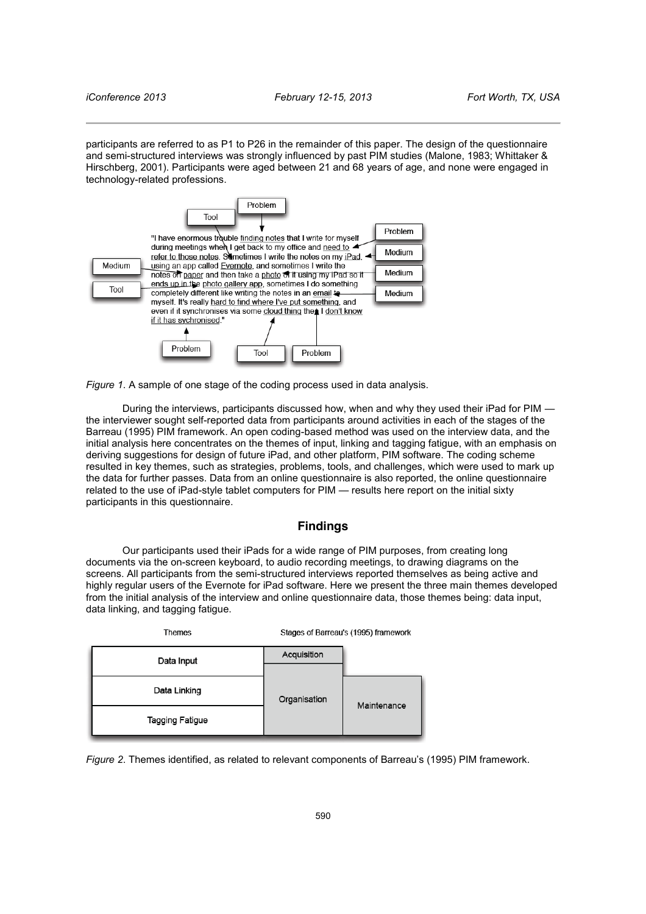participants are referred to as P1 to P26 in the remainder of this paper. The design of the questionnaire and semi-structured interviews was strongly influenced by past PIM studies (Malone, 1983; Whittaker & Hirschberg, 2001). Participants were aged between 21 and 68 years of age, and none were engaged in technology-related professions.

"I have enormous trouble finding notes that I write for myself during meetings when I get back to my office and need to refer to those notes. Sometimes I write the notes on my iPad, using an app called Evernote, and sometimes I write the notes on paper and then take a photo of it using my iPad so it ends up in the photo gallery app, sometimes I do something completely different like writing the notes in an email to myself. It's really hard to find where I've put something, and even if it synchronises via some cloud thing then I don't know if it has sychronised."

*Figure 1.* A sample of one stage of the coding process used in data analysis.

During the interviews, participants discussed how, when and why they used their iPad for PIM — the interviewer sought self-reported data from participants around activities in each of the stages of the Barreau (1995) PIM framework. An open coding-based method was used on the interview data, and the initial analysis here concentrates on the themes of input, linking and tagging fatigue, with an emphasis on deriving suggestions for design of future iPad, and other platform, PIM software. The coding scheme resulted in key themes, such as strategies, problems, tools, and challenges, which were used to mark up the data for further passes. Data from an online questionnaire is also reported, the online questionnaire related to the use of iPad-style tablet computers for PIM — results here report on the initial sixty participants in this questionnaire.

## Findings

Our participants used their iPads for a wide range of PIM purposes, from creating long documents via the on-screen keyboard, to audio recording meetings, to drawing diagrams on the screens. All participants from the semi-structured interviews reported themselves as being active and highly regular users of the Evernote for iPad software. Here we present the three main themes developed from the initial analysis of the interview and online questionnaire data, those themes being: data input, data linking, and tagging fatigue.

| Themes | Stages of Barreau's (1995) framework | |
|---|---|---|
| Data Input | Acquisition | |
| Data Linking | Organisation | Maintenance |
| Tagging Fatigue | Organisation | Maintenance |

*Figure 2.* Themes identified, as related to relevant components of Barreau's (1995) PIM framework.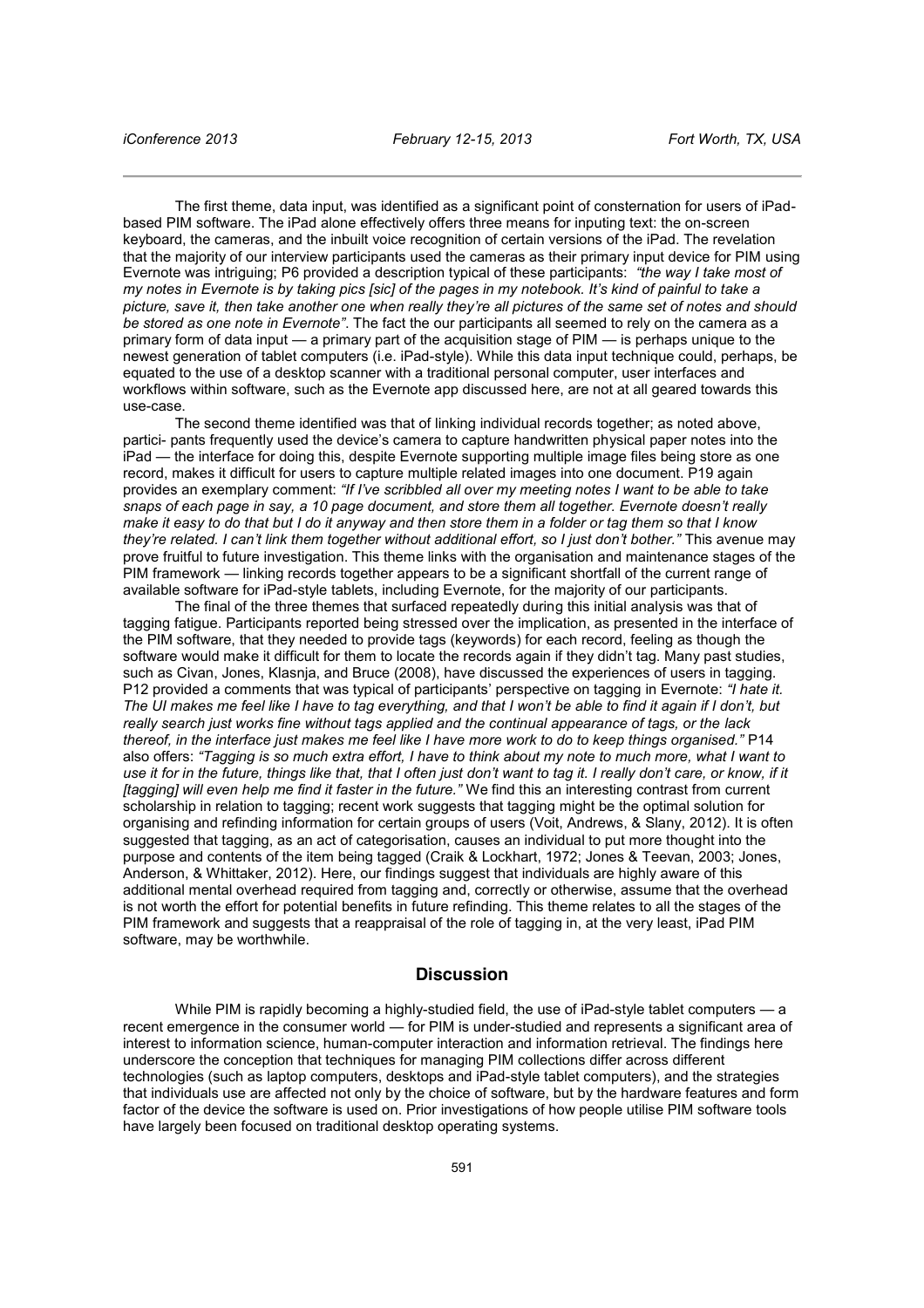The first theme, data input, was identified as a significant point of consternation for users of iPad-based PIM software. The iPad alone effectively offers three means for inputing text: the on-screen keyboard, the cameras, and the inbuilt voice recognition of certain versions of the iPad. The revelation that the majority of our interview participants used the cameras as their primary input device for PIM using Evernote was intriguing; P6 provided a description typical of these participants: *"the way I take most of my notes in Evernote is by taking pics [sic] of the pages in my notebook. It's kind of painful to take a picture, save it, then take another one when really they're all pictures of the same set of notes and should be stored as one note in Evernote"*. The fact the our participants all seemed to rely on the camera as a primary form of data input — a primary part of the acquisition stage of PIM — is perhaps unique to the newest generation of tablet computers (i.e. iPad-style). While this data input technique could, perhaps, be equated to the use of a desktop scanner with a traditional personal computer, user interfaces and workflows within software, such as the Evernote app discussed here, are not at all geared towards this use-case.

The second theme identified was that of linking individual records together; as noted above, partici- pants frequently used the device's camera to capture handwritten physical paper notes into the iPad — the interface for doing this, despite Evernote supporting multiple image files being store as one record, makes it difficult for users to capture multiple related images into one document. P19 again provides an exemplary comment: *"If I've scribbled all over my meeting notes I want to be able to take snaps of each page in say, a 10 page document, and store them all together. Evernote doesn't really make it easy to do that but I do it anyway and then store them in a folder or tag them so that I know they're related. I can't link them together without additional effort, so I just don't bother."* This avenue may prove fruitful to future investigation. This theme links with the organisation and maintenance stages of the PIM framework — linking records together appears to be a significant shortfall of the current range of available software for iPad-style tablets, including Evernote, for the majority of our participants.

The final of the three themes that surfaced repeatedly during this initial analysis was that of tagging fatigue. Participants reported being stressed over the implication, as presented in the interface of the PIM software, that they needed to provide tags (keywords) for each record, feeling as though the software would make it difficult for them to locate the records again if they didn't tag. Many past studies, such as Civan, Jones, Klasnja, and Bruce (2008), have discussed the experiences of users in tagging. P12 provided a comments that was typical of participants' perspective on tagging in Evernote: *"I hate it. The UI makes me feel like I have to tag everything, and that I won't be able to find it again if I don't, but really search just works fine without tags applied and the continual appearance of tags, or the lack thereof, in the interface just makes me feel like I have more work to do to keep things organised."* P14 also offers: *"Tagging is so much extra effort, I have to think about my note to much more, what I want to use it for in the future, things like that, that I often just don't want to tag it. I really don't care, or know, if it [tagging] will even help me find it faster in the future."* We find this an interesting contrast from current scholarship in relation to tagging; recent work suggests that tagging might be the optimal solution for organising and refinding information for certain groups of users (Voit, Andrews, & Slany, 2012). It is often suggested that tagging, as an act of categorisation, causes an individual to put more thought into the purpose and contents of the item being tagged (Craik & Lockhart, 1972; Jones & Teevan, 2003; Jones, Anderson, & Whittaker, 2012). Here, our findings suggest that individuals are highly aware of this additional mental overhead required from tagging and, correctly or otherwise, assume that the overhead is not worth the effort for potential benefits in future refinding. This theme relates to all the stages of the PIM framework and suggests that a reappraisal of the role of tagging in, at the very least, iPad PIM software, may be worthwhile.

## Discussion

While PIM is rapidly becoming a highly-studied field, the use of iPad-style tablet computers — a recent emergence in the consumer world — for PIM is under-studied and represents a significant area of interest to information science, human-computer interaction and information retrieval. The findings here underscore the conception that techniques for managing PIM collections differ across different technologies (such as laptop computers, desktops and iPad-style tablet computers), and the strategies that individuals use are affected not only by the choice of software, but by the hardware features and form factor of the device the software is used on. Prior investigations of how people utilise PIM software tools have largely been focused on traditional desktop operating systems.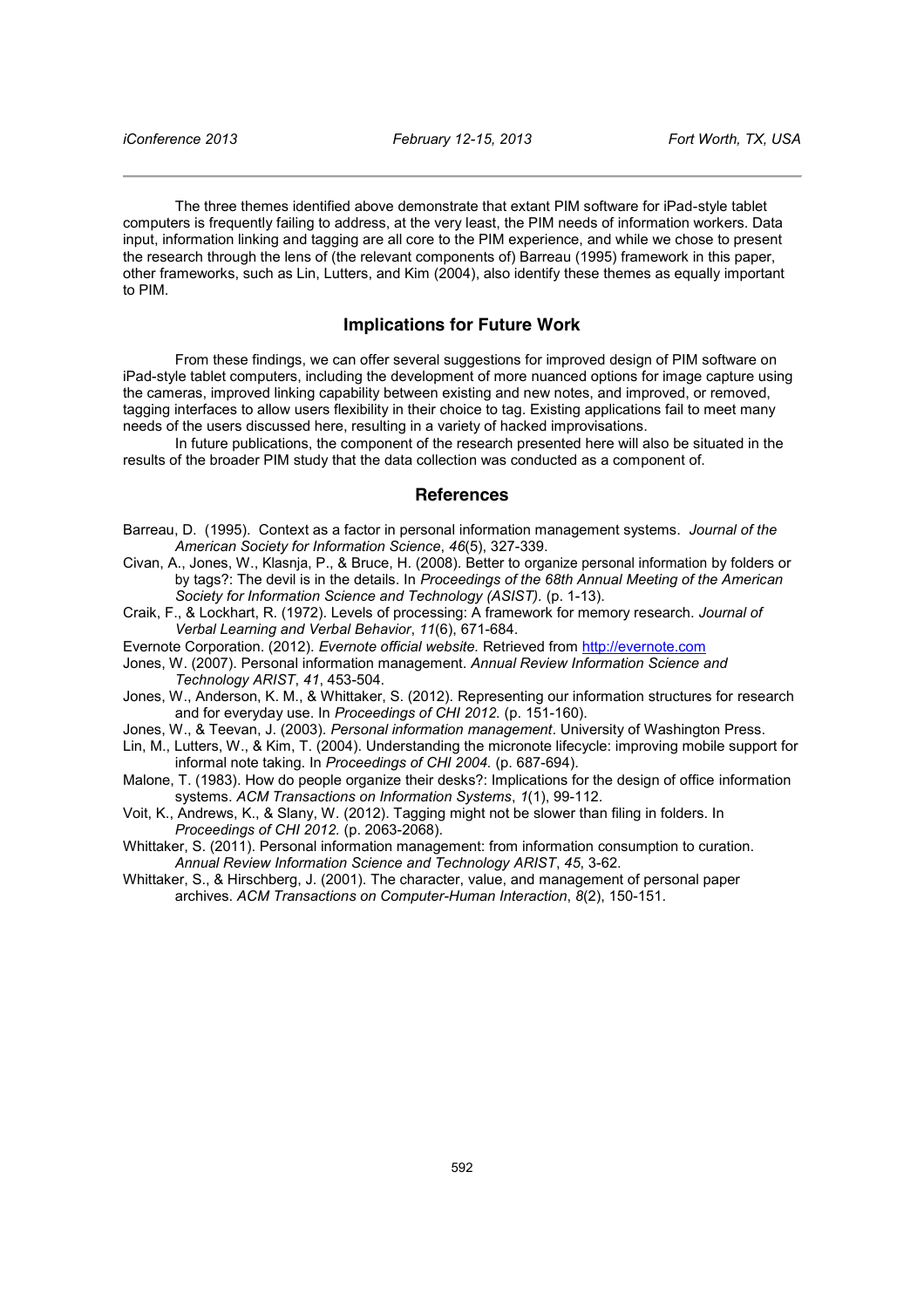The three themes identified above demonstrate that extant PIM software for iPad-style tablet computers is frequently failing to address, at the very least, the PIM needs of information workers. Data input, information linking and tagging are all core to the PIM experience, and while we chose to present the research through the lens of (the relevant components of) Barreau (1995) framework in this paper, other frameworks, such as Lin, Lutters, and Kim (2004), also identify these themes as equally important to PIM.

## Implications for Future Work

From these findings, we can offer several suggestions for improved design of PIM software on iPad-style tablet computers, including the development of more nuanced options for image capture using the cameras, improved linking capability between existing and new notes, and improved, or removed, tagging interfaces to allow users flexibility in their choice to tag. Existing applications fail to meet many needs of the users discussed here, resulting in a variety of hacked improvisations.

In future publications, the component of the research presented here will also be situated in the results of the broader PIM study that the data collection was conducted as a component of.

## References

Barreau, D. (1995). Context as a factor in personal information management systems. *Journal of the American Society for Information Science*, *46*(5), 327-339.

Civan, A., Jones, W., Klasnja, P., & Bruce, H. (2008). Better to organize personal information by folders or by tags?: The devil is in the details. In *Proceedings of the 68th Annual Meeting of the American Society for Information Science and Technology (ASIST).* (p. 1-13).

Craik, F., & Lockhart, R. (1972). Levels of processing: A framework for memory research. *Journal of Verbal Learning and Verbal Behavior*, *11*(6), 671-684.

Evernote Corporation. (2012). *Evernote official website.* Retrieved from http://evernote.com

Jones, W. (2007). Personal information management. *Annual Review Information Science and Technology ARIST*, *41*, 453-504.

Jones, W., Anderson, K. M., & Whittaker, S. (2012). Representing our information structures for research and for everyday use. In *Proceedings of CHI 2012.* (p. 151-160).

Jones, W., & Teevan, J. (2003). *Personal information management*. University of Washington Press.

Lin, M., Lutters, W., & Kim, T. (2004). Understanding the micronote lifecycle: improving mobile support for informal note taking. In *Proceedings of CHI 2004.* (p. 687-694).

Malone, T. (1983). How do people organize their desks?: Implications for the design of office information systems. *ACM Transactions on Information Systems*, *1*(1), 99-112.

Voit, K., Andrews, K., & Slany, W. (2012). Tagging might not be slower than filing in folders. In *Proceedings of CHI 2012.* (p. 2063-2068).

Whittaker, S. (2011). Personal information management: from information consumption to curation. *Annual Review Information Science and Technology ARIST*, *45*, 3-62.

Whittaker, S., & Hirschberg, J. (2001). The character, value, and management of personal paper archives. *ACM Transactions on Computer-Human Interaction*, *8*(2), 150-151.